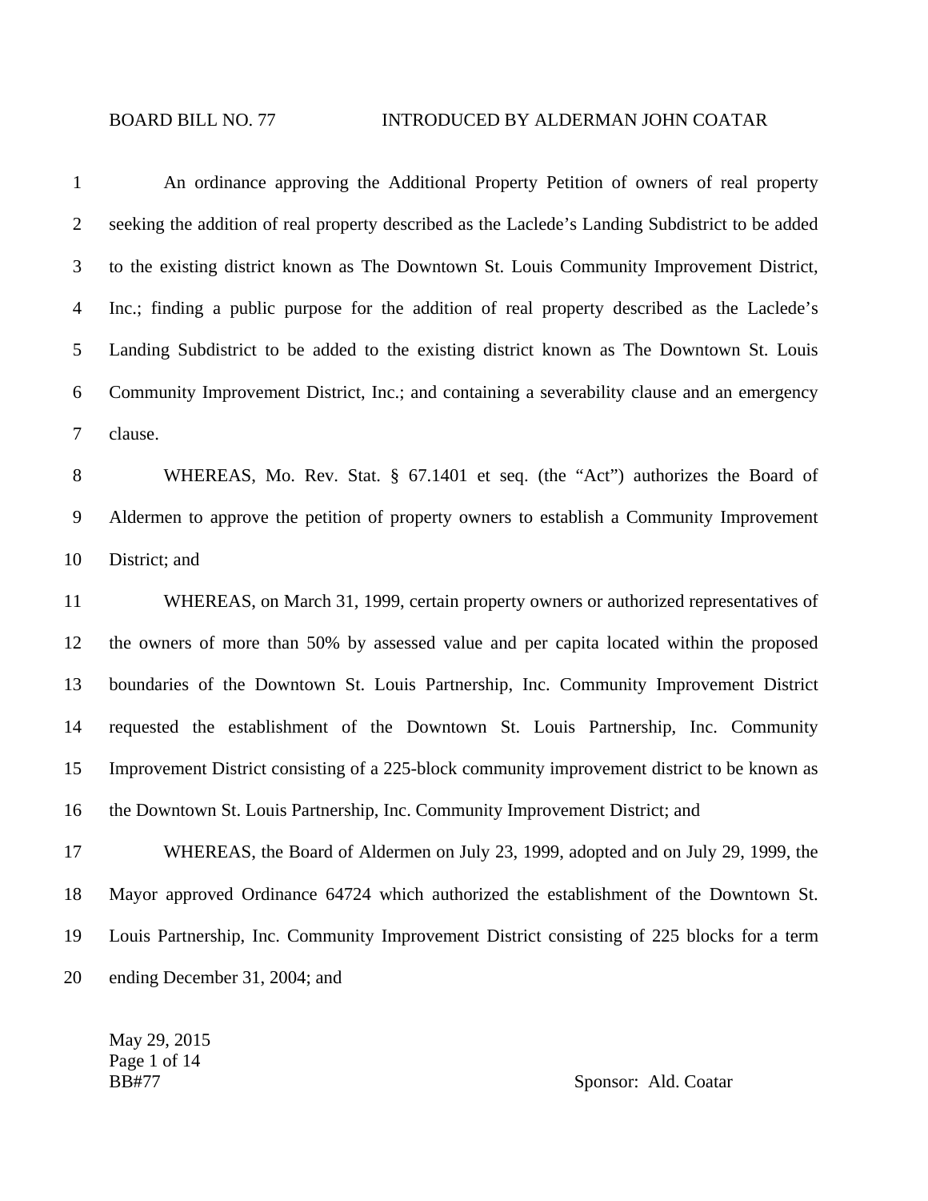BOARD BILL NO. 77 INTRODUCED BY ALDERMAN JOHN COATAR

An ordinance approving the Additional Property Petition of owners of real property seeking the addition of real property described as the Laclede's Landing Subdistrict to be added to the existing district known as The Downtown St. Louis Community Improvement District, Inc.; finding a public purpose for the addition of real property described as the Laclede's Landing Subdistrict to be added to the existing district known as The Downtown St. Louis Community Improvement District, Inc.; and containing a severability clause and an emergency clause.

WHEREAS, Mo. Rev. Stat. § 67.1401 et seq. (the "Act") authorizes the Board of Aldermen to approve the petition of property owners to establish a Community Improvement District; and

WHEREAS, on March 31, 1999, certain property owners or authorized representatives of the owners of more than 50% by assessed value and per capita located within the proposed boundaries of the Downtown St. Louis Partnership, Inc. Community Improvement District requested the establishment of the Downtown St. Louis Partnership, Inc. Community Improvement District consisting of a 225-block community improvement district to be known as the Downtown St. Louis Partnership, Inc. Community Improvement District; and

WHEREAS, the Board of Aldermen on July 23, 1999, adopted and on July 29, 1999, the Mayor approved Ordinance 64724 which authorized the establishment of the Downtown St. Louis Partnership, Inc. Community Improvement District consisting of 225 blocks for a term ending December 31, 2004; and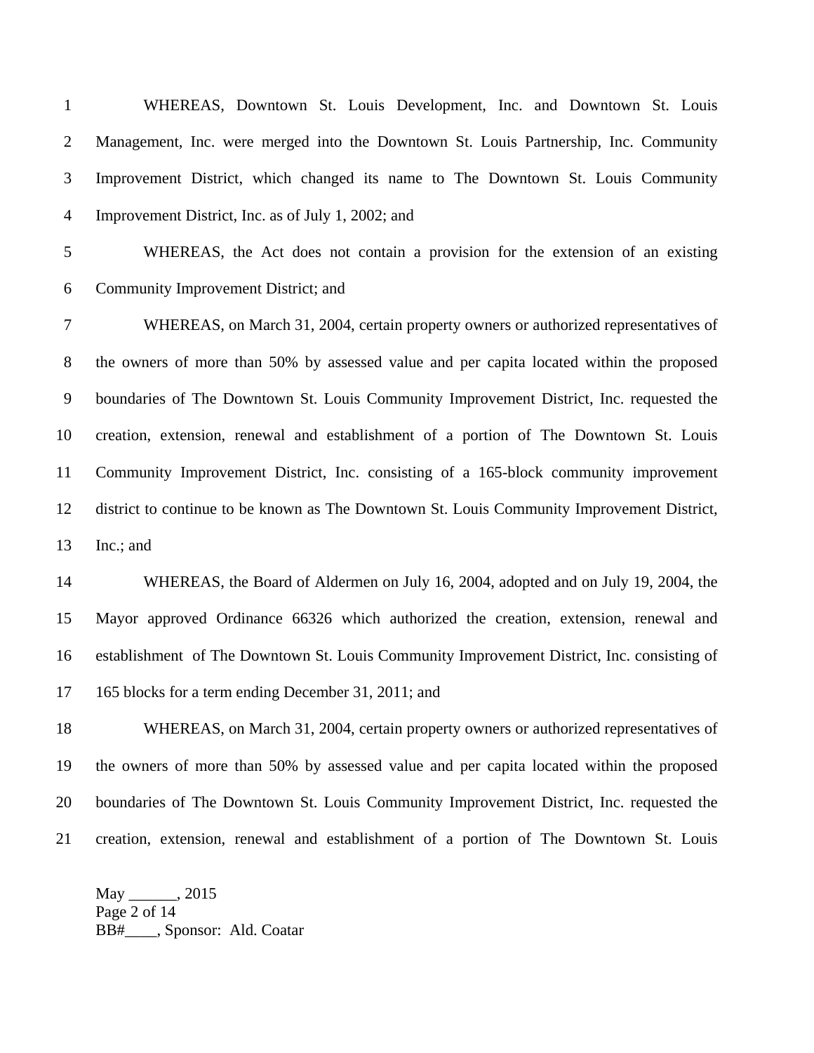WHEREAS, Downtown St. Louis Development, Inc. and Downtown St. Louis Management, Inc. were merged into the Downtown St. Louis Partnership, Inc. Community Improvement District, which changed its name to The Downtown St. Louis Community Improvement District, Inc. as of July 1, 2002; and

WHEREAS, the Act does not contain a provision for the extension of an existing Community Improvement District; and

WHEREAS, on March 31, 2004, certain property owners or authorized representatives of the owners of more than 50% by assessed value and per capita located within the proposed boundaries of The Downtown St. Louis Community Improvement District, Inc. requested the creation, extension, renewal and establishment of a portion of The Downtown St. Louis Community Improvement District, Inc. consisting of a 165-block community improvement district to continue to be known as The Downtown St. Louis Community Improvement District, Inc.; and

WHEREAS, the Board of Aldermen on July 16, 2004, adopted and on July 19, 2004, the Mayor approved Ordinance 66326 which authorized the creation, extension, renewal and establishment of The Downtown St. Louis Community Improvement District, Inc. consisting of 165 blocks for a term ending December 31, 2011; and

WHEREAS, on March 31, 2004, certain property owners or authorized representatives of the owners of more than 50% by assessed value and per capita located within the proposed boundaries of The Downtown St. Louis Community Improvement District, Inc. requested the creation, extension, renewal and establishment of a portion of The Downtown St. Louis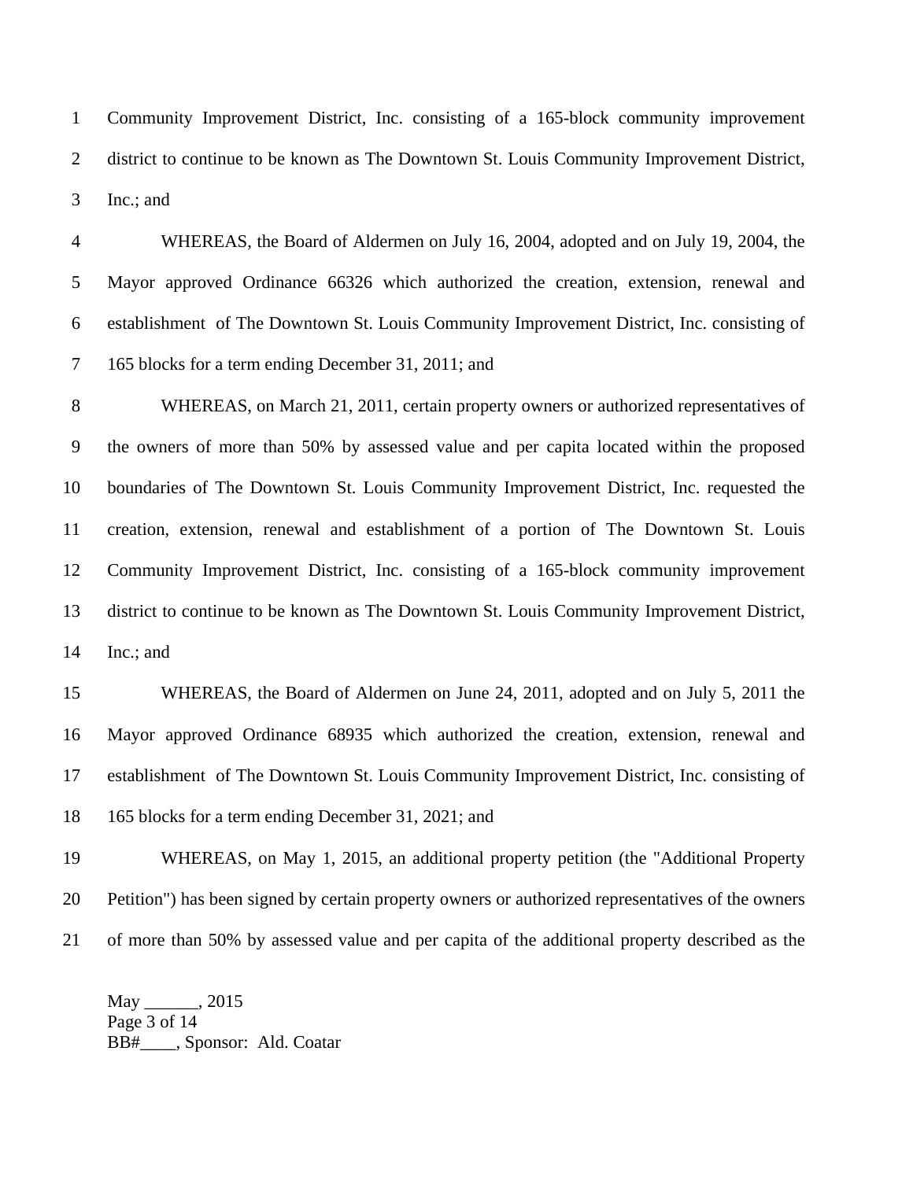Community Improvement District, Inc. consisting of a 165-block community improvement district to continue to be known as The Downtown St. Louis Community Improvement District, Inc.; and

WHEREAS, the Board of Aldermen on July 16, 2004, adopted and on July 19, 2004, the Mayor approved Ordinance 66326 which authorized the creation, extension, renewal and establishment of The Downtown St. Louis Community Improvement District, Inc. consisting of 165 blocks for a term ending December 31, 2011; and

WHEREAS, on March 21, 2011, certain property owners or authorized representatives of the owners of more than 50% by assessed value and per capita located within the proposed boundaries of The Downtown St. Louis Community Improvement District, Inc. requested the creation, extension, renewal and establishment of a portion of The Downtown St. Louis Community Improvement District, Inc. consisting of a 165-block community improvement district to continue to be known as The Downtown St. Louis Community Improvement District, Inc.; and

WHEREAS, the Board of Aldermen on June 24, 2011, adopted and on July 5, 2011 the Mayor approved Ordinance 68935 which authorized the creation, extension, renewal and establishment of The Downtown St. Louis Community Improvement District, Inc. consisting of 165 blocks for a term ending December 31, 2021; and

WHEREAS, on May 1, 2015, an additional property petition (the "Additional Property Petition") has been signed by certain property owners or authorized representatives of the owners of more than 50% by assessed value and per capita of the additional property described as the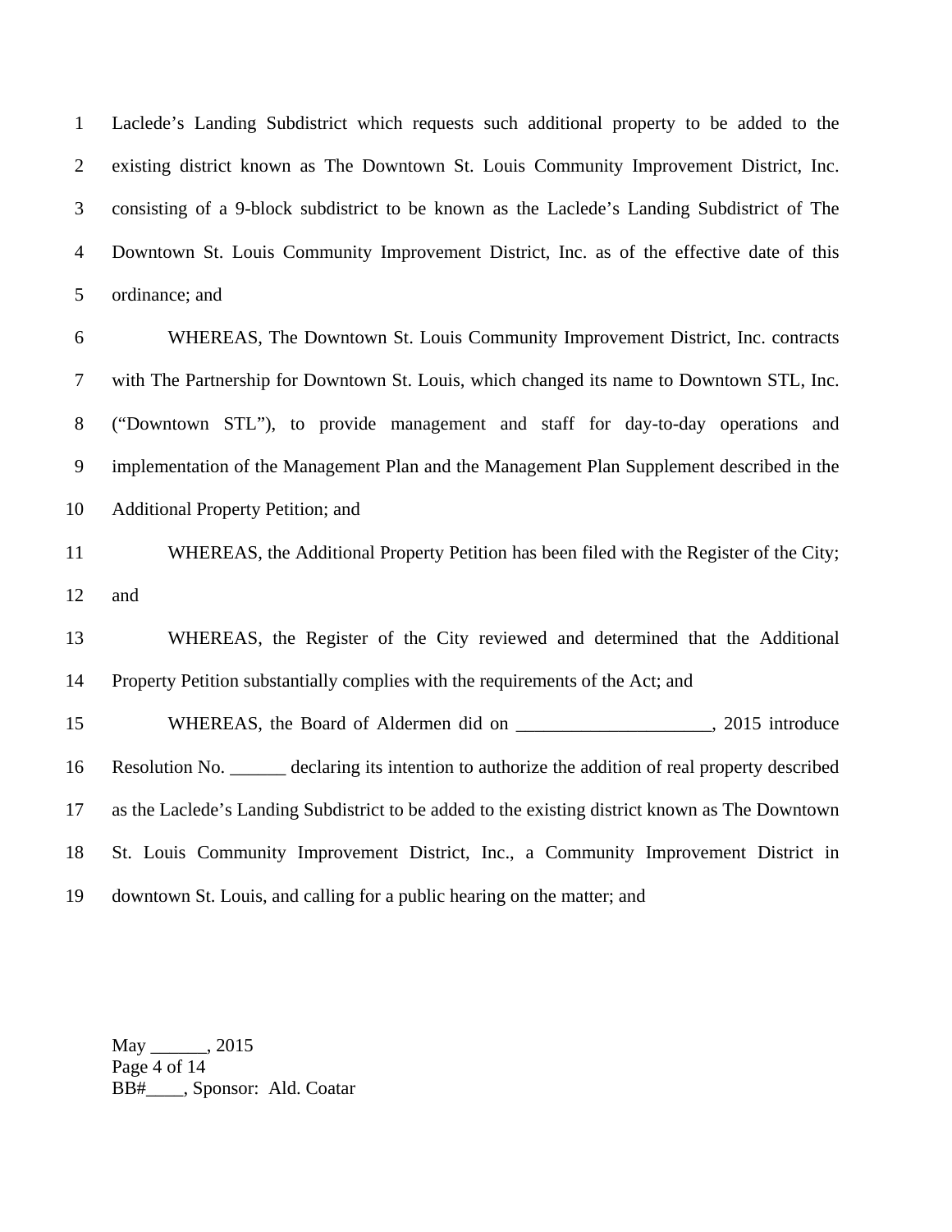Laclede's Landing Subdistrict which requests such additional property to be added to the existing district known as The Downtown St. Louis Community Improvement District, Inc. consisting of a 9-block subdistrict to be known as the Laclede's Landing Subdistrict of The Downtown St. Louis Community Improvement District, Inc. as of the effective date of this ordinance; and

WHEREAS, The Downtown St. Louis Community Improvement District, Inc. contracts with The Partnership for Downtown St. Louis, which changed its name to Downtown STL, Inc. ("Downtown STL"), to provide management and staff for day-to-day operations and implementation of the Management Plan and the Management Plan Supplement described in the Additional Property Petition; and

WHEREAS, the Additional Property Petition has been filed with the Register of the City; and

WHEREAS, the Register of the City reviewed and determined that the Additional Property Petition substantially complies with the requirements of the Act; and

WHEREAS, the Board of Aldermen did on _____________________, 2015 introduce Resolution No. ______ declaring its intention to authorize the addition of real property described as the Laclede's Landing Subdistrict to be added to the existing district known as The Downtown St. Louis Community Improvement District, Inc., a Community Improvement District in downtown St. Louis, and calling for a public hearing on the matter; and

May ______, 2015
BB#____, Sponsor: Ald. Coatar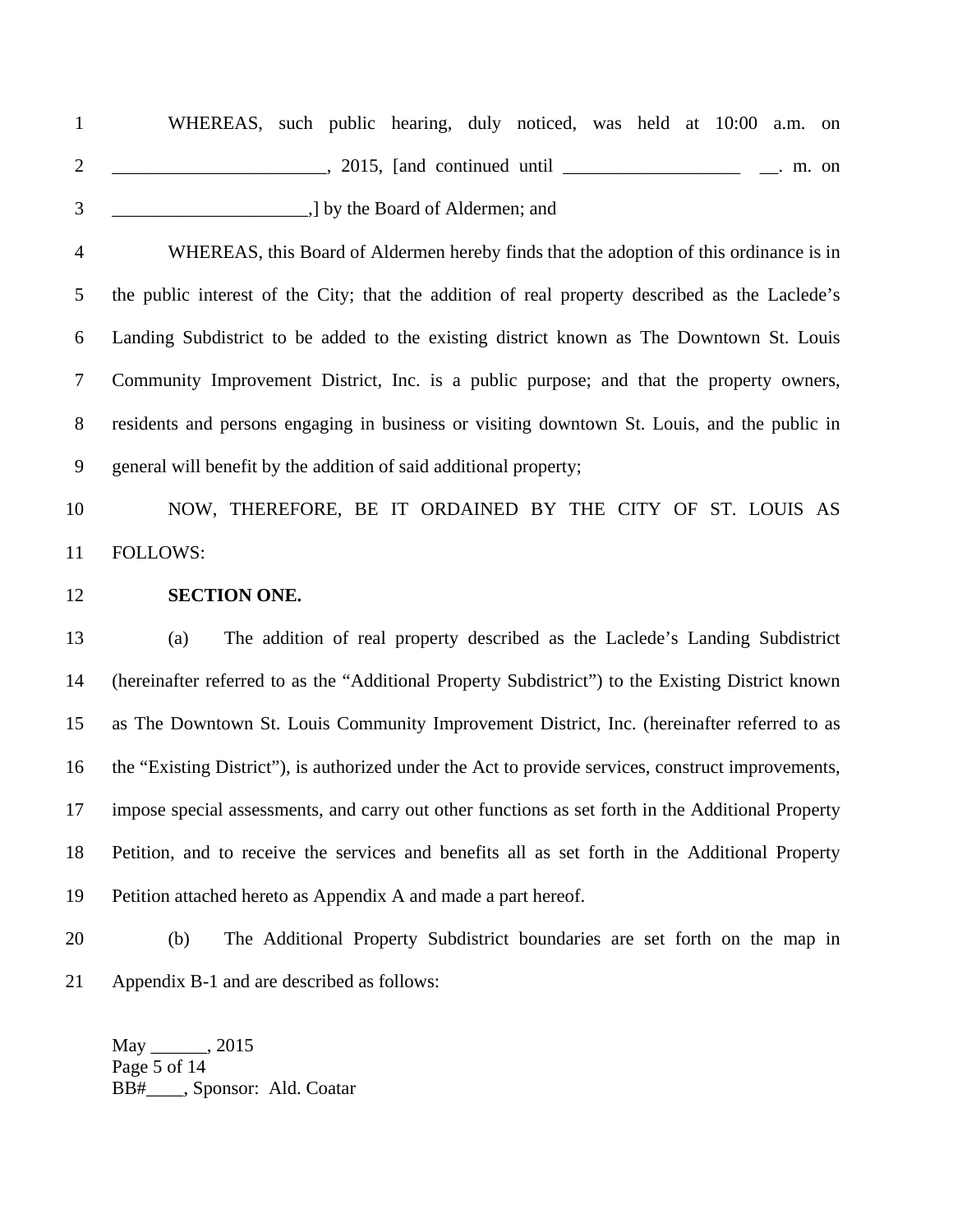WHEREAS, such public hearing, duly noticed, was held at 10:00 a.m. on ______________________, 2015, [and continued until __________________ __. m. on ____________________,] by the Board of Aldermen; and

WHEREAS, this Board of Aldermen hereby finds that the adoption of this ordinance is in the public interest of the City; that the addition of real property described as the Laclede's Landing Subdistrict to be added to the existing district known as The Downtown St. Louis Community Improvement District, Inc. is a public purpose; and that the property owners, residents and persons engaging in business or visiting downtown St. Louis, and the public in general will benefit by the addition of said additional property;

NOW, THEREFORE, BE IT ORDAINED BY THE CITY OF ST. LOUIS AS FOLLOWS:

**SECTION ONE.**

(a) The addition of real property described as the Laclede's Landing Subdistrict (hereinafter referred to as the "Additional Property Subdistrict") to the Existing District known as The Downtown St. Louis Community Improvement District, Inc. (hereinafter referred to as the "Existing District"), is authorized under the Act to provide services, construct improvements, impose special assessments, and carry out other functions as set forth in the Additional Property Petition, and to receive the services and benefits all as set forth in the Additional Property Petition attached hereto as Appendix A and made a part hereof.

(b) The Additional Property Subdistrict boundaries are set forth on the map in Appendix B-1 and are described as follows:

May ______, 2015
BB#____, Sponsor: Ald. Coatar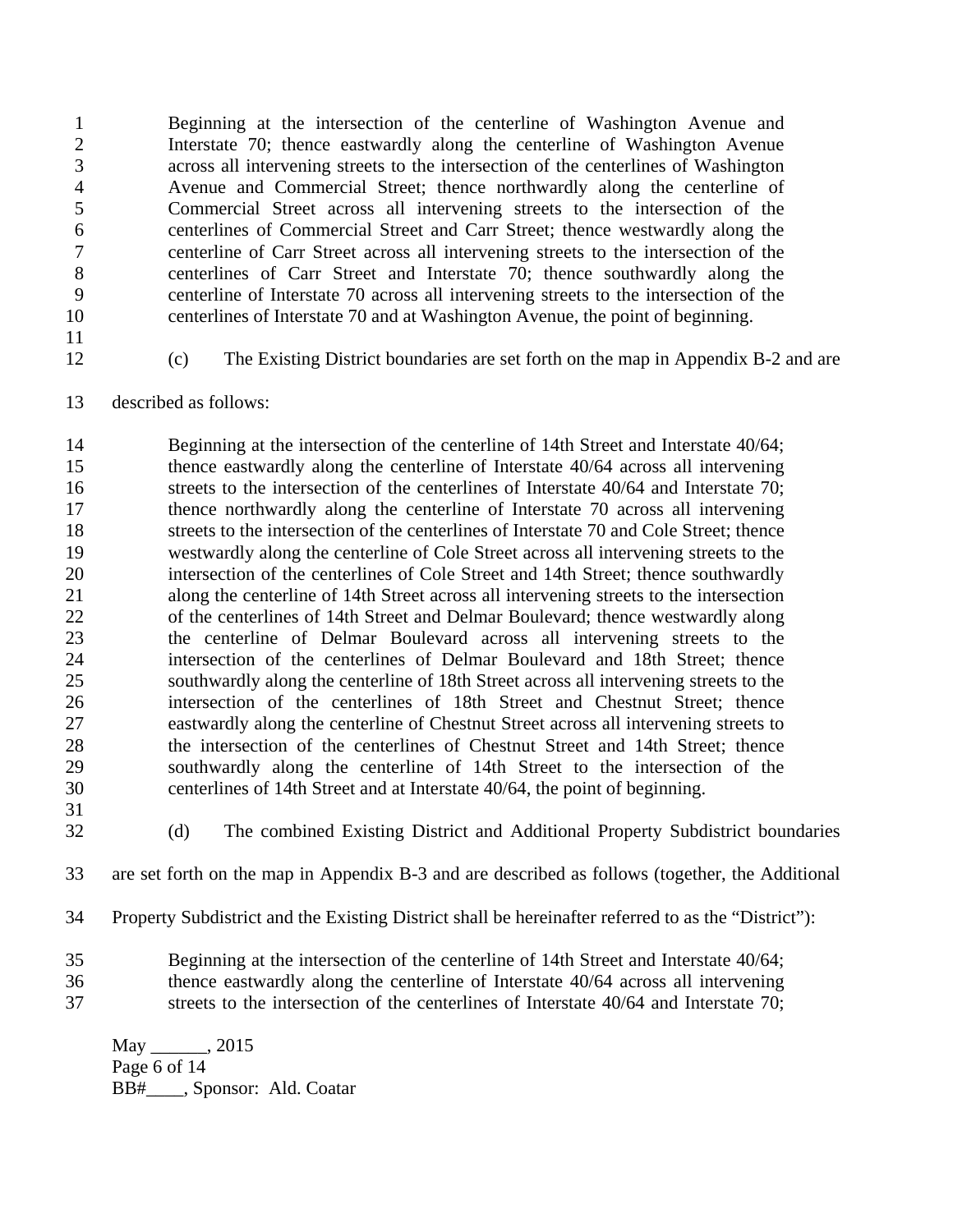> Beginning at the intersection of the centerline of Washington Avenue and Interstate 70; thence eastwardly along the centerline of Washington Avenue across all intervening streets to the intersection of the centerlines of Washington Avenue and Commercial Street; thence northwardly along the centerline of Commercial Street across all intervening streets to the intersection of the centerlines of Commercial Street and Carr Street; thence westwardly along the centerline of Carr Street across all intervening streets to the intersection of the centerlines of Carr Street and Interstate 70; thence southwardly along the centerline of Interstate 70 across all intervening streets to the intersection of the centerlines of Interstate 70 and at Washington Avenue, the point of beginning.

(c) The Existing District boundaries are set forth on the map in Appendix B-2 and are described as follows:

> Beginning at the intersection of the centerline of 14th Street and Interstate 40/64; thence eastwardly along the centerline of Interstate 40/64 across all intervening streets to the intersection of the centerlines of Interstate 40/64 and Interstate 70; thence northwardly along the centerline of Interstate 70 across all intervening streets to the intersection of the centerlines of Interstate 70 and Cole Street; thence westwardly along the centerline of Cole Street across all intervening streets to the intersection of the centerlines of Cole Street and 14th Street; thence southwardly along the centerline of 14th Street across all intervening streets to the intersection of the centerlines of 14th Street and Delmar Boulevard; thence westwardly along the centerline of Delmar Boulevard across all intervening streets to the intersection of the centerlines of Delmar Boulevard and 18th Street; thence southwardly along the centerline of 18th Street across all intervening streets to the intersection of the centerlines of 18th Street and Chestnut Street; thence eastwardly along the centerline of Chestnut Street across all intervening streets to the intersection of the centerlines of Chestnut Street and 14th Street; thence southwardly along the centerline of 14th Street to the intersection of the centerlines of 14th Street and at Interstate 40/64, the point of beginning.

(d) The combined Existing District and Additional Property Subdistrict boundaries are set forth on the map in Appendix B-3 and are described as follows (together, the Additional Property Subdistrict and the Existing District shall be hereinafter referred to as the "District"):

> Beginning at the intersection of the centerline of 14th Street and Interstate 40/64; thence eastwardly along the centerline of Interstate 40/64 across all intervening streets to the intersection of the centerlines of Interstate 40/64 and Interstate 70;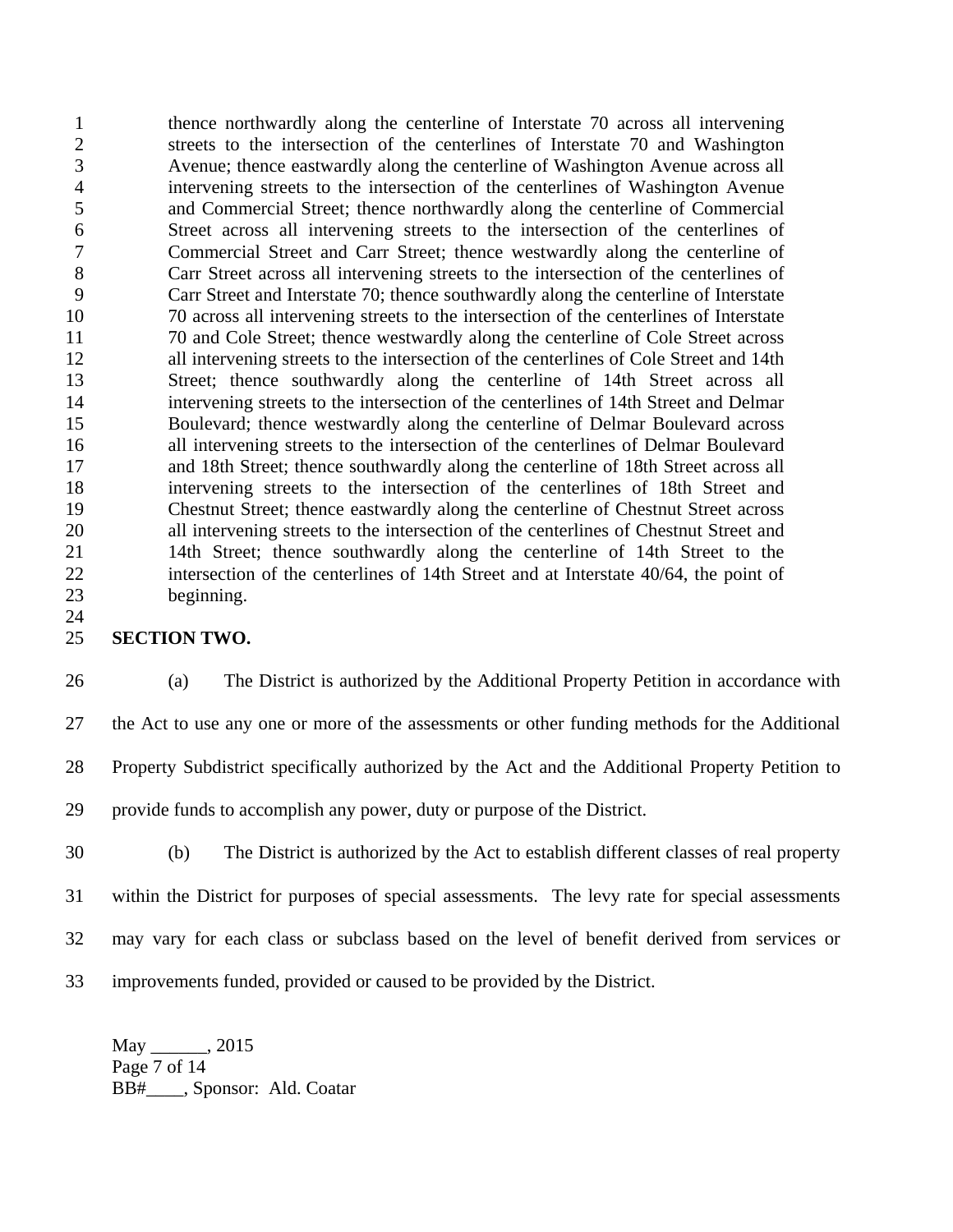thence northwardly along the centerline of Interstate 70 across all intervening streets to the intersection of the centerlines of Interstate 70 and Washington Avenue; thence eastwardly along the centerline of Washington Avenue across all intervening streets to the intersection of the centerlines of Washington Avenue and Commercial Street; thence northwardly along the centerline of Commercial Street across all intervening streets to the intersection of the centerlines of Commercial Street and Carr Street; thence westwardly along the centerline of Carr Street across all intervening streets to the intersection of the centerlines of Carr Street and Interstate 70; thence southwardly along the centerline of Interstate 70 across all intervening streets to the intersection of the centerlines of Interstate 70 and Cole Street; thence westwardly along the centerline of Cole Street across all intervening streets to the intersection of the centerlines of Cole Street and 14th Street; thence southwardly along the centerline of 14th Street across all intervening streets to the intersection of the centerlines of 14th Street and Delmar Boulevard; thence westwardly along the centerline of Delmar Boulevard across all intervening streets to the intersection of the centerlines of Delmar Boulevard and 18th Street; thence southwardly along the centerline of 18th Street across all intervening streets to the intersection of the centerlines of 18th Street and Chestnut Street; thence eastwardly along the centerline of Chestnut Street across all intervening streets to the intersection of the centerlines of Chestnut Street and 14th Street; thence southwardly along the centerline of 14th Street to the intersection of the centerlines of 14th Street and at Interstate 40/64, the point of beginning.

**SECTION TWO.**

(a) The District is authorized by the Additional Property Petition in accordance with the Act to use any one or more of the assessments or other funding methods for the Additional Property Subdistrict specifically authorized by the Act and the Additional Property Petition to provide funds to accomplish any power, duty or purpose of the District.

(b) The District is authorized by the Act to establish different classes of real property within the District for purposes of special assessments. The levy rate for special assessments may vary for each class or subclass based on the level of benefit derived from services or improvements funded, provided or caused to be provided by the District.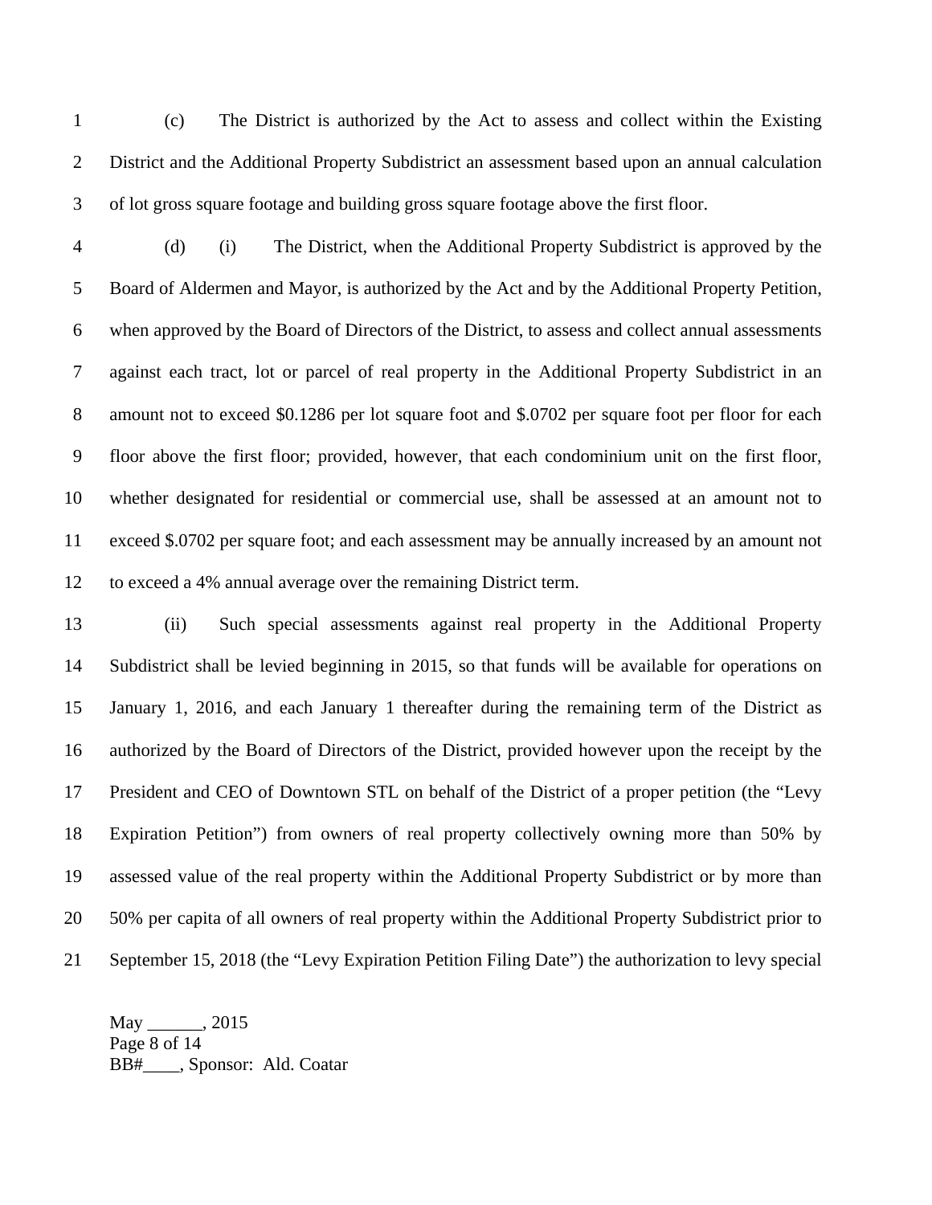(c) The District is authorized by the Act to assess and collect within the Existing District and the Additional Property Subdistrict an assessment based upon an annual calculation of lot gross square footage and building gross square footage above the first floor.

(d) (i) The District, when the Additional Property Subdistrict is approved by the Board of Aldermen and Mayor, is authorized by the Act and by the Additional Property Petition, when approved by the Board of Directors of the District, to assess and collect annual assessments against each tract, lot or parcel of real property in the Additional Property Subdistrict in an amount not to exceed $0.1286 per lot square foot and $.0702 per square foot per floor for each floor above the first floor; provided, however, that each condominium unit on the first floor, whether designated for residential or commercial use, shall be assessed at an amount not to exceed $.0702 per square foot; and each assessment may be annually increased by an amount not to exceed a 4% annual average over the remaining District term.

(ii) Such special assessments against real property in the Additional Property Subdistrict shall be levied beginning in 2015, so that funds will be available for operations on January 1, 2016, and each January 1 thereafter during the remaining term of the District as authorized by the Board of Directors of the District, provided however upon the receipt by the President and CEO of Downtown STL on behalf of the District of a proper petition (the "Levy Expiration Petition") from owners of real property collectively owning more than 50% by assessed value of the real property within the Additional Property Subdistrict or by more than 50% per capita of all owners of real property within the Additional Property Subdistrict prior to September 15, 2018 (the "Levy Expiration Petition Filing Date") the authorization to levy special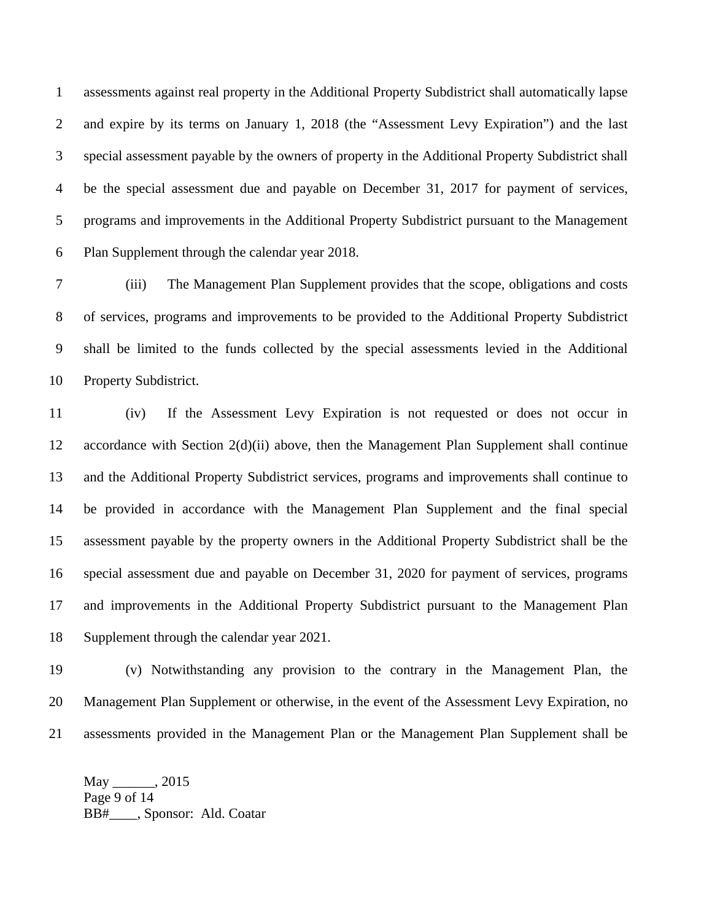assessments against real property in the Additional Property Subdistrict shall automatically lapse and expire by its terms on January 1, 2018 (the "Assessment Levy Expiration") and the last special assessment payable by the owners of property in the Additional Property Subdistrict shall be the special assessment due and payable on December 31, 2017 for payment of services, programs and improvements in the Additional Property Subdistrict pursuant to the Management Plan Supplement through the calendar year 2018.

(iii) The Management Plan Supplement provides that the scope, obligations and costs of services, programs and improvements to be provided to the Additional Property Subdistrict shall be limited to the funds collected by the special assessments levied in the Additional Property Subdistrict.

(iv) If the Assessment Levy Expiration is not requested or does not occur in accordance with Section 2(d)(ii) above, then the Management Plan Supplement shall continue and the Additional Property Subdistrict services, programs and improvements shall continue to be provided in accordance with the Management Plan Supplement and the final special assessment payable by the property owners in the Additional Property Subdistrict shall be the special assessment due and payable on December 31, 2020 for payment of services, programs and improvements in the Additional Property Subdistrict pursuant to the Management Plan Supplement through the calendar year 2021.

(v) Notwithstanding any provision to the contrary in the Management Plan, the Management Plan Supplement or otherwise, in the event of the Assessment Levy Expiration, no assessments provided in the Management Plan or the Management Plan Supplement shall be

May ______, 2015
BB#____, Sponsor: Ald. Coatar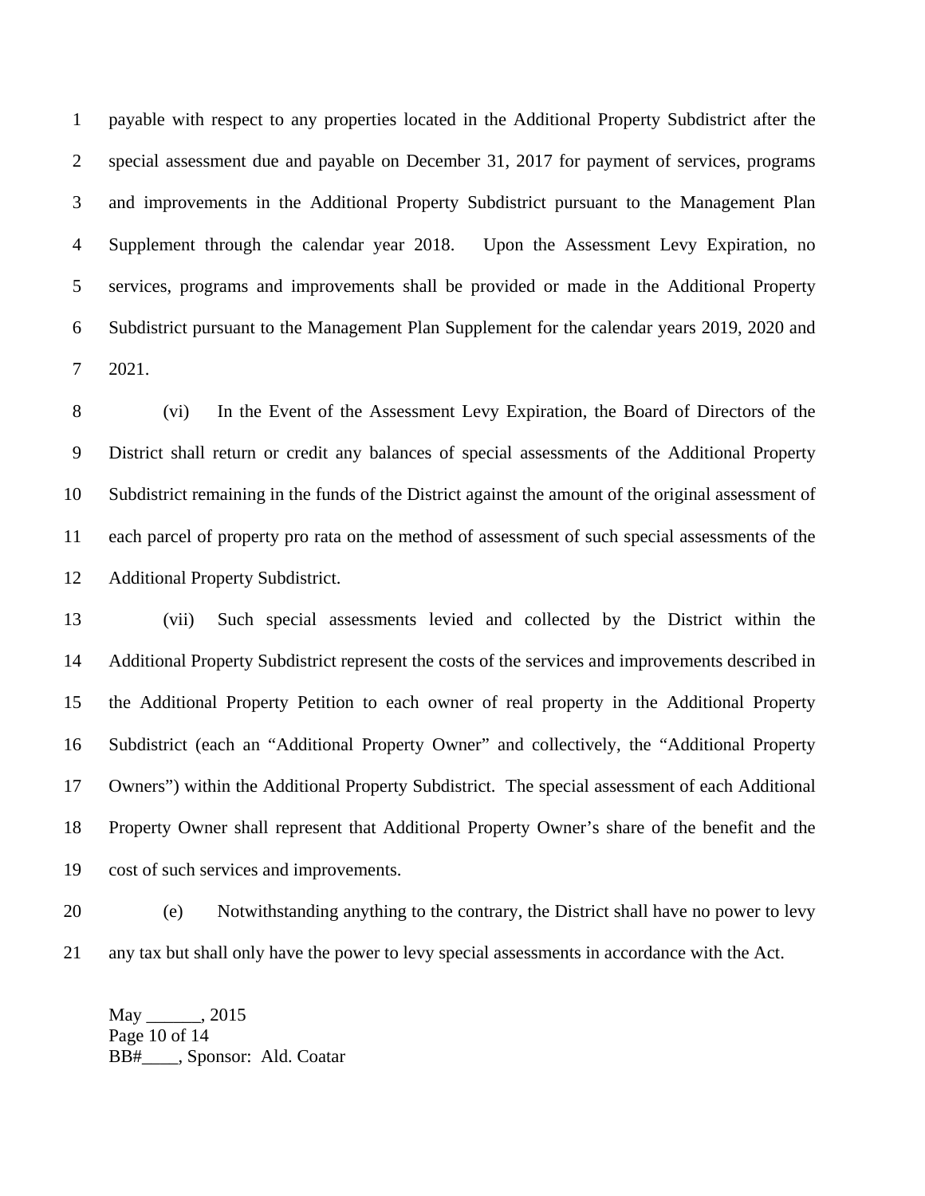payable with respect to any properties located in the Additional Property Subdistrict after the special assessment due and payable on December 31, 2017 for payment of services, programs and improvements in the Additional Property Subdistrict pursuant to the Management Plan Supplement through the calendar year 2018. Upon the Assessment Levy Expiration, no services, programs and improvements shall be provided or made in the Additional Property Subdistrict pursuant to the Management Plan Supplement for the calendar years 2019, 2020 and 2021.

(vi) In the Event of the Assessment Levy Expiration, the Board of Directors of the District shall return or credit any balances of special assessments of the Additional Property Subdistrict remaining in the funds of the District against the amount of the original assessment of each parcel of property pro rata on the method of assessment of such special assessments of the Additional Property Subdistrict.

(vii) Such special assessments levied and collected by the District within the Additional Property Subdistrict represent the costs of the services and improvements described in the Additional Property Petition to each owner of real property in the Additional Property Subdistrict (each an "Additional Property Owner" and collectively, the "Additional Property Owners") within the Additional Property Subdistrict. The special assessment of each Additional Property Owner shall represent that Additional Property Owner's share of the benefit and the cost of such services and improvements.

(e) Notwithstanding anything to the contrary, the District shall have no power to levy any tax but shall only have the power to levy special assessments in accordance with the Act.

May ______, 2015
BB#____, Sponsor: Ald. Coatar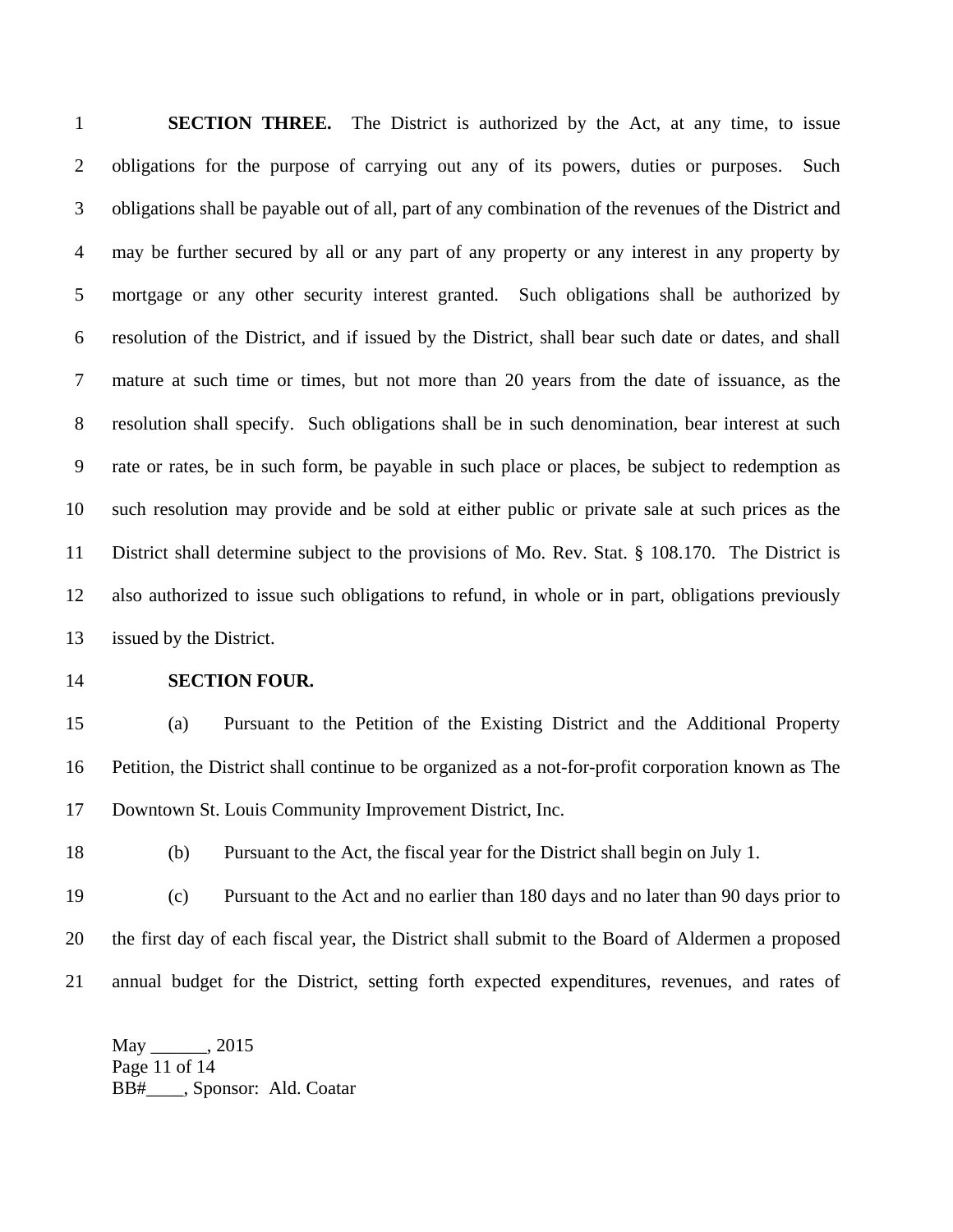**SECTION THREE.** The District is authorized by the Act, at any time, to issue obligations for the purpose of carrying out any of its powers, duties or purposes. Such obligations shall be payable out of all, part of any combination of the revenues of the District and may be further secured by all or any part of any property or any interest in any property by mortgage or any other security interest granted. Such obligations shall be authorized by resolution of the District, and if issued by the District, shall bear such date or dates, and shall mature at such time or times, but not more than 20 years from the date of issuance, as the resolution shall specify. Such obligations shall be in such denomination, bear interest at such rate or rates, be in such form, be payable in such place or places, be subject to redemption as such resolution may provide and be sold at either public or private sale at such prices as the District shall determine subject to the provisions of Mo. Rev. Stat. § 108.170. The District is also authorized to issue such obligations to refund, in whole or in part, obligations previously issued by the District.

**SECTION FOUR.**

(a) Pursuant to the Petition of the Existing District and the Additional Property Petition, the District shall continue to be organized as a not-for-profit corporation known as The Downtown St. Louis Community Improvement District, Inc.

(b) Pursuant to the Act, the fiscal year for the District shall begin on July 1.

(c) Pursuant to the Act and no earlier than 180 days and no later than 90 days prior to the first day of each fiscal year, the District shall submit to the Board of Aldermen a proposed annual budget for the District, setting forth expected expenditures, revenues, and rates of

May ______, 2015
BB#____, Sponsor: Ald. Coatar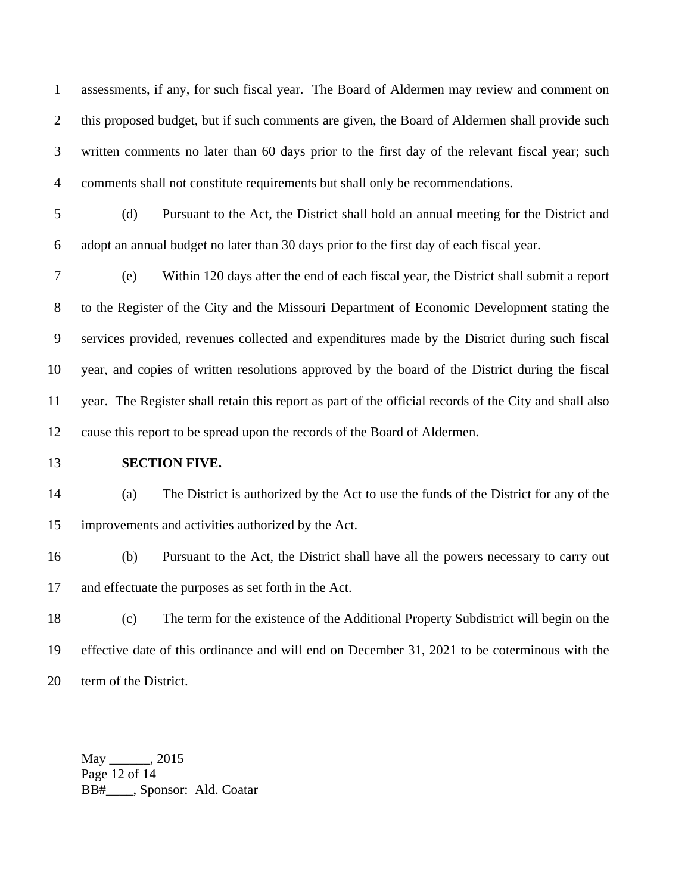assessments, if any, for such fiscal year. The Board of Aldermen may review and comment on this proposed budget, but if such comments are given, the Board of Aldermen shall provide such written comments no later than 60 days prior to the first day of the relevant fiscal year; such comments shall not constitute requirements but shall only be recommendations.

(d) Pursuant to the Act, the District shall hold an annual meeting for the District and adopt an annual budget no later than 30 days prior to the first day of each fiscal year.

(e) Within 120 days after the end of each fiscal year, the District shall submit a report to the Register of the City and the Missouri Department of Economic Development stating the services provided, revenues collected and expenditures made by the District during such fiscal year, and copies of written resolutions approved by the board of the District during the fiscal year. The Register shall retain this report as part of the official records of the City and shall also cause this report to be spread upon the records of the Board of Aldermen.

**SECTION FIVE.**

(a) The District is authorized by the Act to use the funds of the District for any of the improvements and activities authorized by the Act.

(b) Pursuant to the Act, the District shall have all the powers necessary to carry out and effectuate the purposes as set forth in the Act.

(c) The term for the existence of the Additional Property Subdistrict will begin on the effective date of this ordinance and will end on December 31, 2021 to be coterminous with the term of the District.

May ______, 2015
BB#____, Sponsor: Ald. Coatar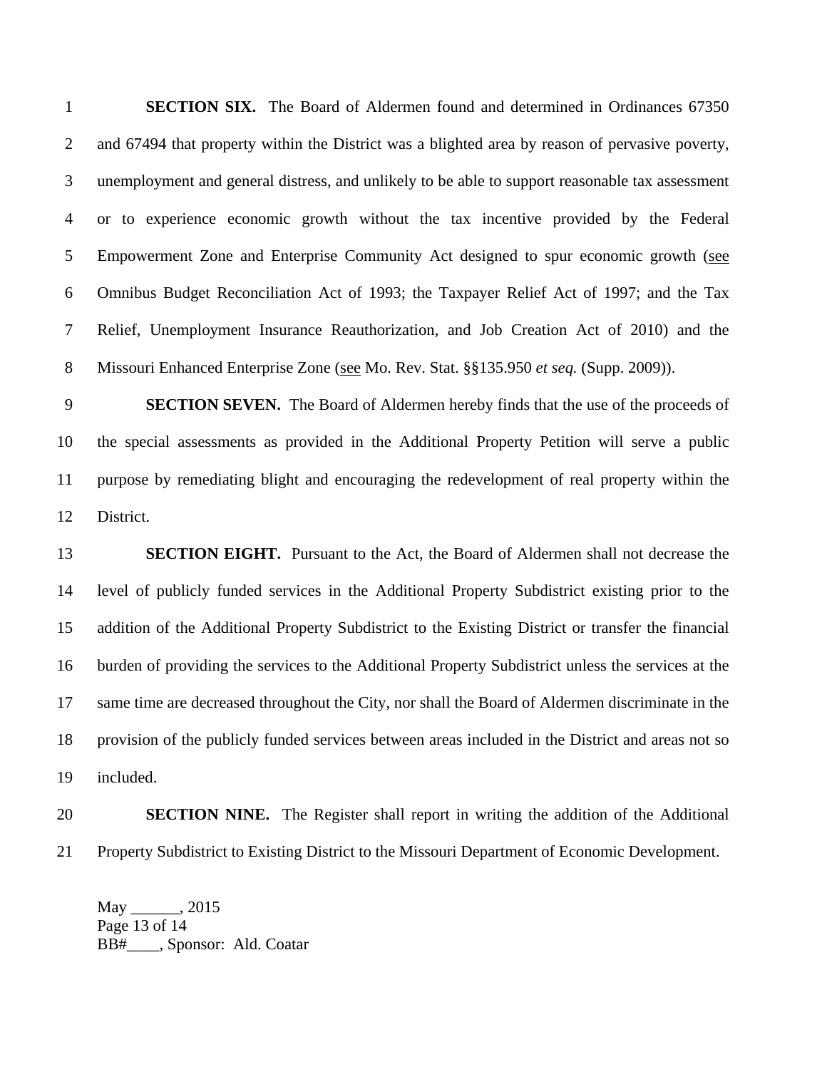**SECTION SIX.** The Board of Aldermen found and determined in Ordinances 67350 and 67494 that property within the District was a blighted area by reason of pervasive poverty, unemployment and general distress, and unlikely to be able to support reasonable tax assessment or to experience economic growth without the tax incentive provided by the Federal Empowerment Zone and Enterprise Community Act designed to spur economic growth (see Omnibus Budget Reconciliation Act of 1993; the Taxpayer Relief Act of 1997; and the Tax Relief, Unemployment Insurance Reauthorization, and Job Creation Act of 2010) and the Missouri Enhanced Enterprise Zone (see Mo. Rev. Stat. §§135.950 *et seq.* (Supp. 2009)).

**SECTION SEVEN.** The Board of Aldermen hereby finds that the use of the proceeds of the special assessments as provided in the Additional Property Petition will serve a public purpose by remediating blight and encouraging the redevelopment of real property within the District.

**SECTION EIGHT.** Pursuant to the Act, the Board of Aldermen shall not decrease the level of publicly funded services in the Additional Property Subdistrict existing prior to the addition of the Additional Property Subdistrict to the Existing District or transfer the financial burden of providing the services to the Additional Property Subdistrict unless the services at the same time are decreased throughout the City, nor shall the Board of Aldermen discriminate in the provision of the publicly funded services between areas included in the District and areas not so included.

**SECTION NINE.** The Register shall report in writing the addition of the Additional Property Subdistrict to Existing District to the Missouri Department of Economic Development.

May ______, 2015
BB#____, Sponsor: Ald. Coatar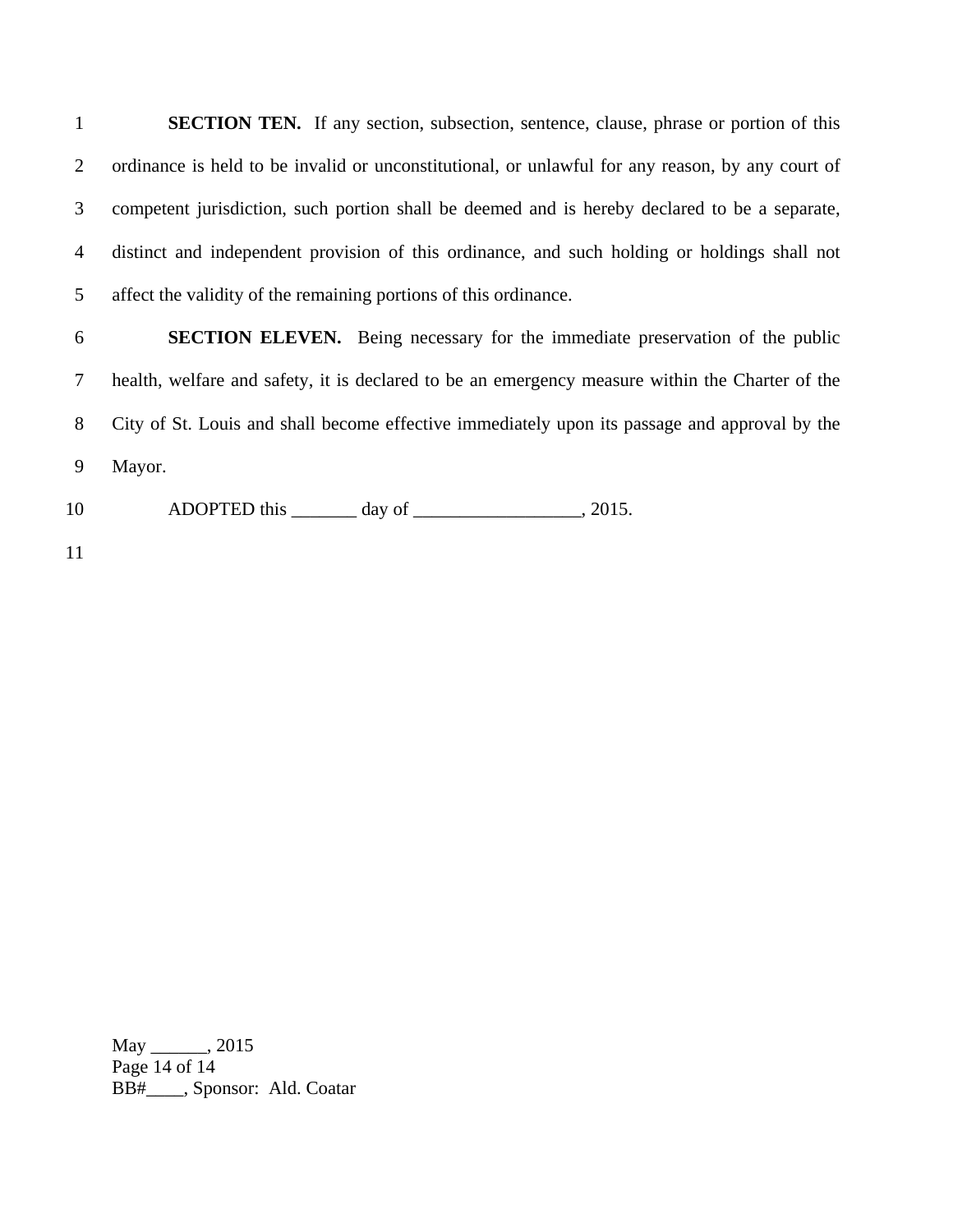**SECTION TEN.** If any section, subsection, sentence, clause, phrase or portion of this ordinance is held to be invalid or unconstitutional, or unlawful for any reason, by any court of competent jurisdiction, such portion shall be deemed and is hereby declared to be a separate, distinct and independent provision of this ordinance, and such holding or holdings shall not affect the validity of the remaining portions of this ordinance.

**SECTION ELEVEN.** Being necessary for the immediate preservation of the public health, welfare and safety, it is declared to be an emergency measure within the Charter of the City of St. Louis and shall become effective immediately upon its passage and approval by the Mayor.

ADOPTED this _______ day of __________________, 2015.

May ______, 2015
BB#____, Sponsor: Ald. Coatar